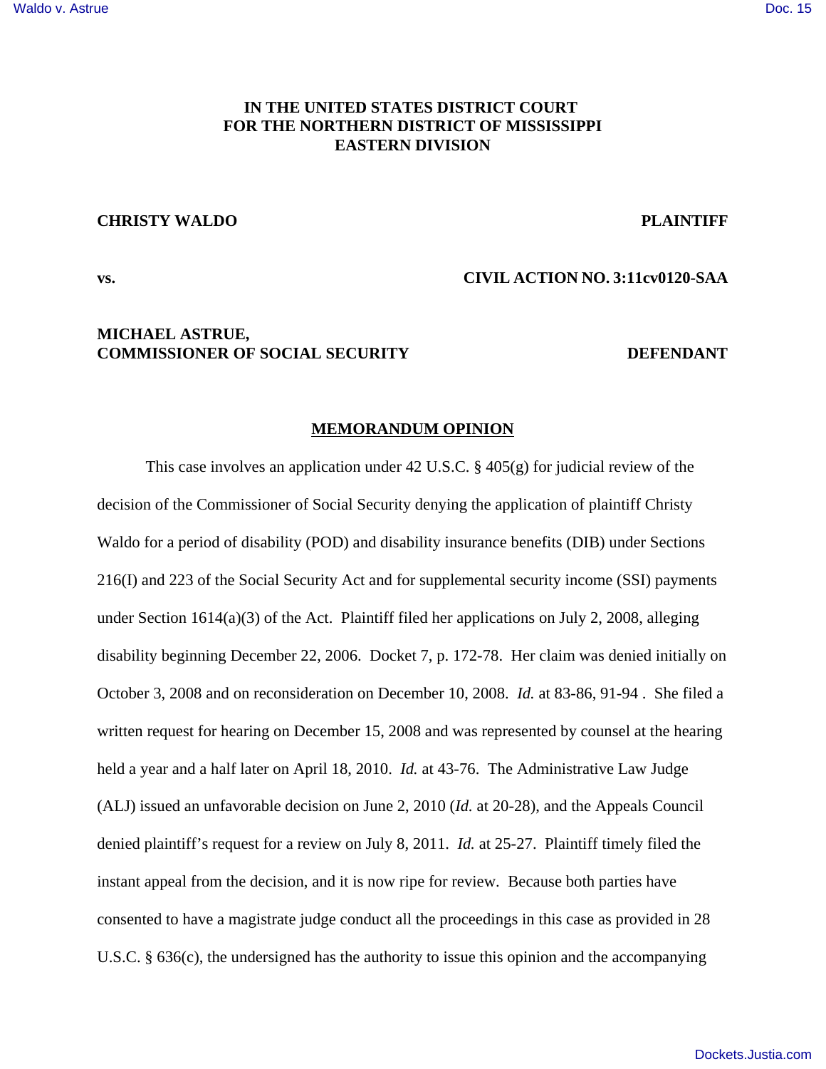**IN THE UNITED STATES DISTRICT COURT**
**FOR THE NORTHERN DISTRICT OF MISSISSIPPI**
**EASTERN DIVISION**

**CHRISTY WALDO** **PLAINTIFF**

**vs.** **CIVIL ACTION NO. 3:11cv0120-SAA**

**MICHAEL ASTRUE,**
**COMMISSIONER OF SOCIAL SECURITY** **DEFENDANT**

## MEMORANDUM OPINION

This case involves an application under 42 U.S.C. § 405(g) for judicial review of the decision of the Commissioner of Social Security denying the application of plaintiff Christy Waldo for a period of disability (POD) and disability insurance benefits (DIB) under Sections 216(I) and 223 of the Social Security Act and for supplemental security income (SSI) payments under Section 1614(a)(3) of the Act. Plaintiff filed her applications on July 2, 2008, alleging disability beginning December 22, 2006. Docket 7, p. 172-78. Her claim was denied initially on October 3, 2008 and on reconsideration on December 10, 2008. *Id.* at 83-86, 91-94 . She filed a written request for hearing on December 15, 2008 and was represented by counsel at the hearing held a year and a half later on April 18, 2010. *Id.* at 43-76. The Administrative Law Judge (ALJ) issued an unfavorable decision on June 2, 2010 (*Id.* at 20-28), and the Appeals Council denied plaintiff's request for a review on July 8, 2011. *Id.* at 25-27. Plaintiff timely filed the instant appeal from the decision, and it is now ripe for review. Because both parties have consented to have a magistrate judge conduct all the proceedings in this case as provided in 28 U.S.C. § 636(c), the undersigned has the authority to issue this opinion and the accompanying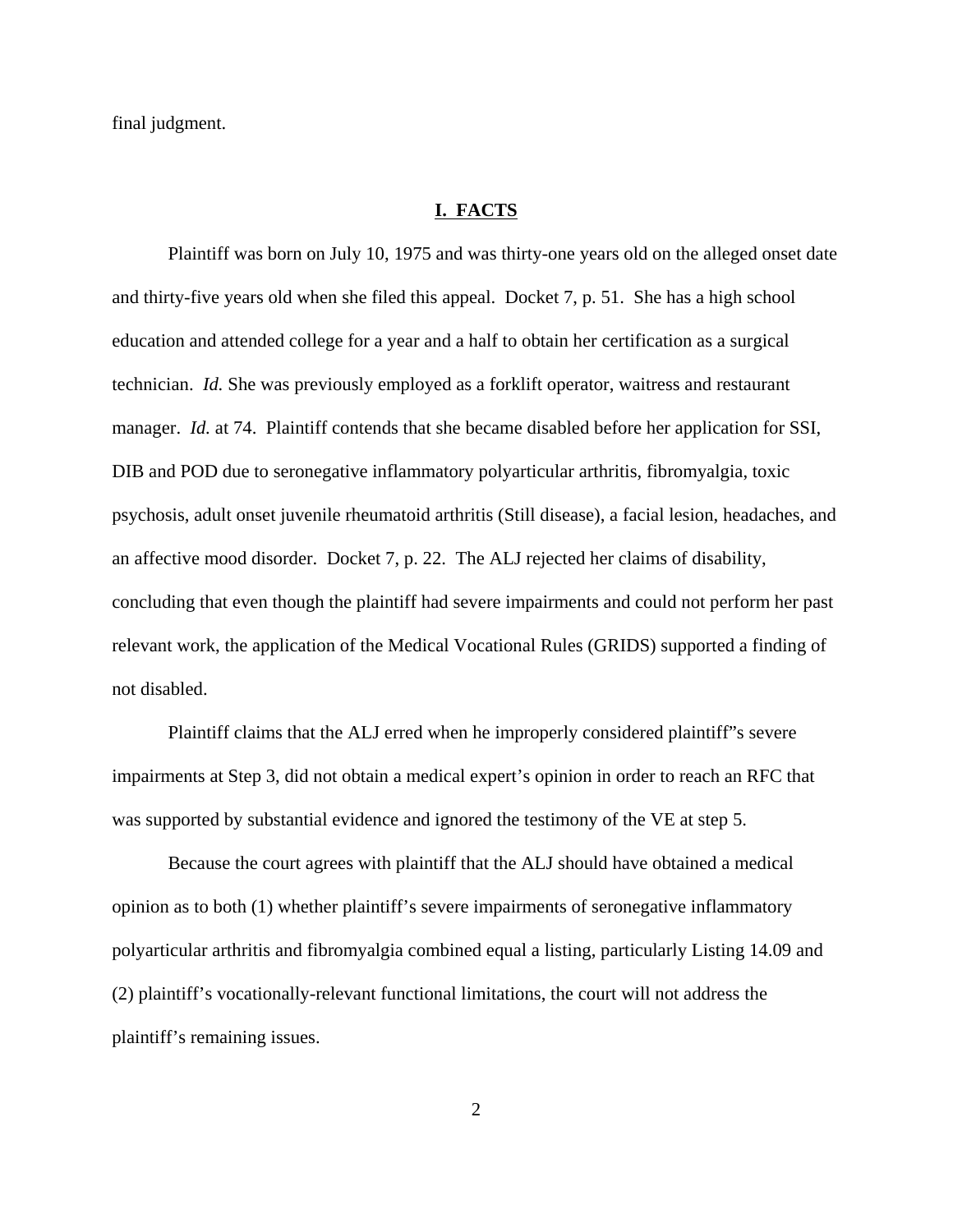final judgment.

## I. FACTS

Plaintiff was born on July 10, 1975 and was thirty-one years old on the alleged onset date and thirty-five years old when she filed this appeal. Docket 7, p. 51. She has a high school education and attended college for a year and a half to obtain her certification as a surgical technician. *Id.* She was previously employed as a forklift operator, waitress and restaurant manager. *Id.* at 74. Plaintiff contends that she became disabled before her application for SSI, DIB and POD due to seronegative inflammatory polyarticular arthritis, fibromyalgia, toxic psychosis, adult onset juvenile rheumatoid arthritis (Still disease), a facial lesion, headaches, and an affective mood disorder. Docket 7, p. 22. The ALJ rejected her claims of disability, concluding that even though the plaintiff had severe impairments and could not perform her past relevant work, the application of the Medical Vocational Rules (GRIDS) supported a finding of not disabled.

Plaintiff claims that the ALJ erred when he improperly considered plaintiff"s severe impairments at Step 3, did not obtain a medical expert's opinion in order to reach an RFC that was supported by substantial evidence and ignored the testimony of the VE at step 5.

Because the court agrees with plaintiff that the ALJ should have obtained a medical opinion as to both (1) whether plaintiff's severe impairments of seronegative inflammatory polyarticular arthritis and fibromyalgia combined equal a listing, particularly Listing 14.09 and (2) plaintiff's vocationally-relevant functional limitations, the court will not address the plaintiff's remaining issues.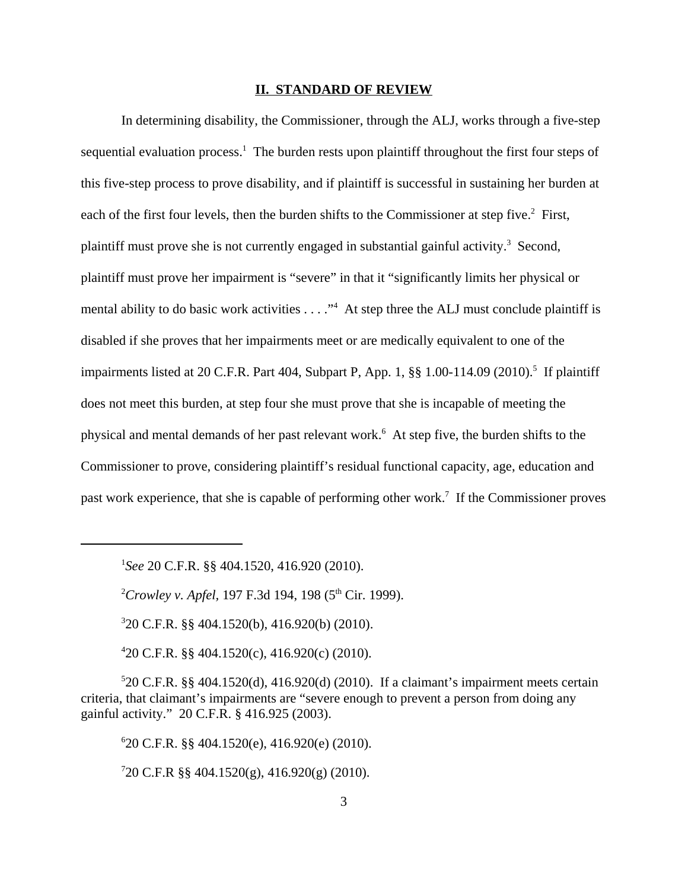## II. STANDARD OF REVIEW

In determining disability, the Commissioner, through the ALJ, works through a five-step sequential evaluation process.[1] The burden rests upon plaintiff throughout the first four steps of this five-step process to prove disability, and if plaintiff is successful in sustaining her burden at each of the first four levels, then the burden shifts to the Commissioner at step five.[2] First, plaintiff must prove she is not currently engaged in substantial gainful activity.[3] Second, plaintiff must prove her impairment is "severe" in that it "significantly limits her physical or mental ability to do basic work activities . . . ."[4] At step three the ALJ must conclude plaintiff is disabled if she proves that her impairments meet or are medically equivalent to one of the impairments listed at 20 C.F.R. Part 404, Subpart P, App. 1, §§ 1.00-114.09 (2010).[5] If plaintiff does not meet this burden, at step four she must prove that she is incapable of meeting the physical and mental demands of her past relevant work.[6] At step five, the burden shifts to the Commissioner to prove, considering plaintiff's residual functional capacity, age, education and past work experience, that she is capable of performing other work.[7] If the Commissioner proves

---

[1] *See* 20 C.F.R. §§ 404.1520, 416.920 (2010).

[2] *Crowley v. Apfel*, 197 F.3d 194, 198 (5th Cir. 1999).

[3] 20 C.F.R. §§ 404.1520(b), 416.920(b) (2010).

[4] 20 C.F.R. §§ 404.1520(c), 416.920(c) (2010).

[5] 20 C.F.R. §§ 404.1520(d), 416.920(d) (2010). If a claimant's impairment meets certain criteria, that claimant's impairments are "severe enough to prevent a person from doing any gainful activity." 20 C.F.R. § 416.925 (2003).

[6] 20 C.F.R. §§ 404.1520(e), 416.920(e) (2010).

[7] 20 C.F.R §§ 404.1520(g), 416.920(g) (2010).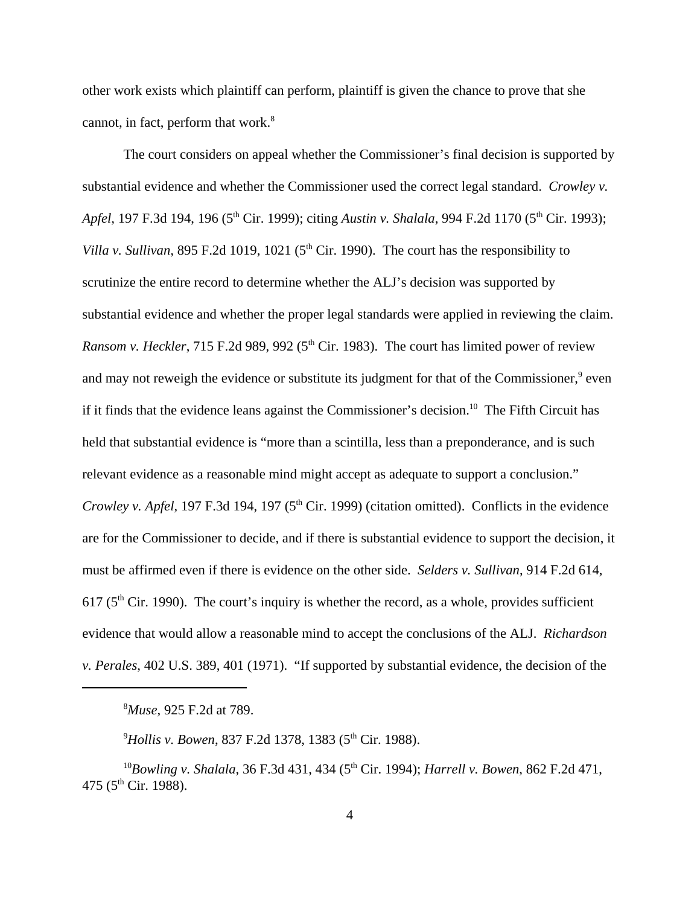other work exists which plaintiff can perform, plaintiff is given the chance to prove that she cannot, in fact, perform that work.[8]

The court considers on appeal whether the Commissioner's final decision is supported by substantial evidence and whether the Commissioner used the correct legal standard. *Crowley v. Apfel,* 197 F.3d 194, 196 (5th Cir. 1999); citing *Austin v. Shalala*, 994 F.2d 1170 (5th Cir. 1993); *Villa v. Sullivan,* 895 F.2d 1019, 1021 (5th Cir. 1990). The court has the responsibility to scrutinize the entire record to determine whether the ALJ's decision was supported by substantial evidence and whether the proper legal standards were applied in reviewing the claim. *Ransom v. Heckler*, 715 F.2d 989, 992 (5th Cir. 1983). The court has limited power of review and may not reweigh the evidence or substitute its judgment for that of the Commissioner,[9] even if it finds that the evidence leans against the Commissioner's decision.[10] The Fifth Circuit has held that substantial evidence is "more than a scintilla, less than a preponderance, and is such relevant evidence as a reasonable mind might accept as adequate to support a conclusion." *Crowley v. Apfel*, 197 F.3d 194, 197 (5th Cir. 1999) (citation omitted). Conflicts in the evidence are for the Commissioner to decide, and if there is substantial evidence to support the decision, it must be affirmed even if there is evidence on the other side. *Selders v. Sullivan,* 914 F.2d 614, 617 (5th Cir. 1990). The court's inquiry is whether the record, as a whole, provides sufficient evidence that would allow a reasonable mind to accept the conclusions of the ALJ. *Richardson v. Perales*, 402 U.S. 389, 401 (1971). "If supported by substantial evidence, the decision of the

---

[8] *Muse,* 925 F.2d at 789.

[9] *Hollis v. Bowen*, 837 F.2d 1378, 1383 (5th Cir. 1988).

[10] *Bowling v. Shalala*, 36 F.3d 431, 434 (5th Cir. 1994); *Harrell v. Bowen*, 862 F.2d 471, 475 (5th Cir. 1988).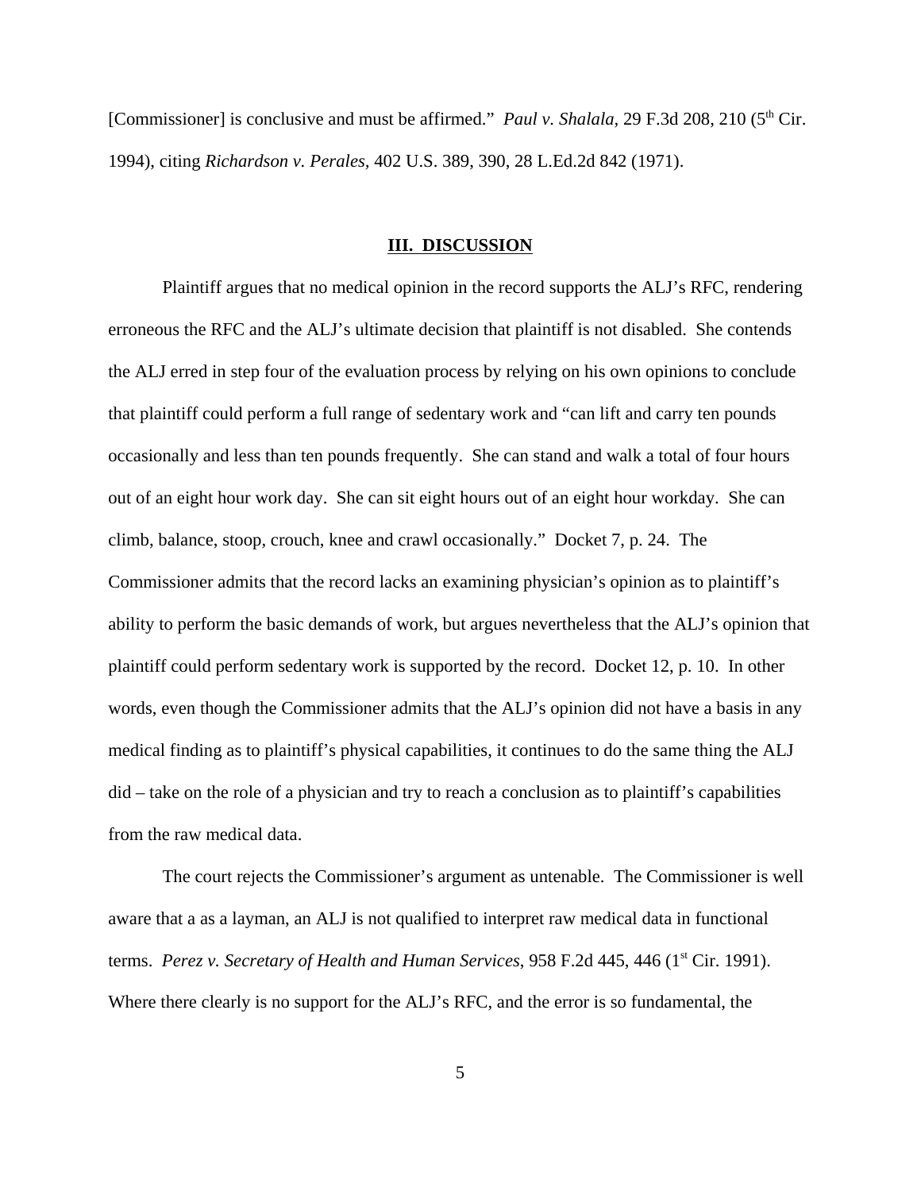[Commissioner] is conclusive and must be affirmed." *Paul v. Shalala*, 29 F.3d 208, 210 (5th Cir. 1994), citing *Richardson v. Perales*, 402 U.S. 389, 390, 28 L.Ed.2d 842 (1971).

## III. DISCUSSION

Plaintiff argues that no medical opinion in the record supports the ALJ's RFC, rendering erroneous the RFC and the ALJ's ultimate decision that plaintiff is not disabled. She contends the ALJ erred in step four of the evaluation process by relying on his own opinions to conclude that plaintiff could perform a full range of sedentary work and "can lift and carry ten pounds occasionally and less than ten pounds frequently. She can stand and walk a total of four hours out of an eight hour work day. She can sit eight hours out of an eight hour workday. She can climb, balance, stoop, crouch, knee and crawl occasionally." Docket 7, p. 24. The Commissioner admits that the record lacks an examining physician's opinion as to plaintiff's ability to perform the basic demands of work, but argues nevertheless that the ALJ's opinion that plaintiff could perform sedentary work is supported by the record. Docket 12, p. 10. In other words, even though the Commissioner admits that the ALJ's opinion did not have a basis in any medical finding as to plaintiff's physical capabilities, it continues to do the same thing the ALJ did – take on the role of a physician and try to reach a conclusion as to plaintiff's capabilities from the raw medical data.

The court rejects the Commissioner's argument as untenable. The Commissioner is well aware that a as a layman, an ALJ is not qualified to interpret raw medical data in functional terms. *Perez v. Secretary of Health and Human Services*, 958 F.2d 445, 446 (1st Cir. 1991). Where there clearly is no support for the ALJ's RFC, and the error is so fundamental, the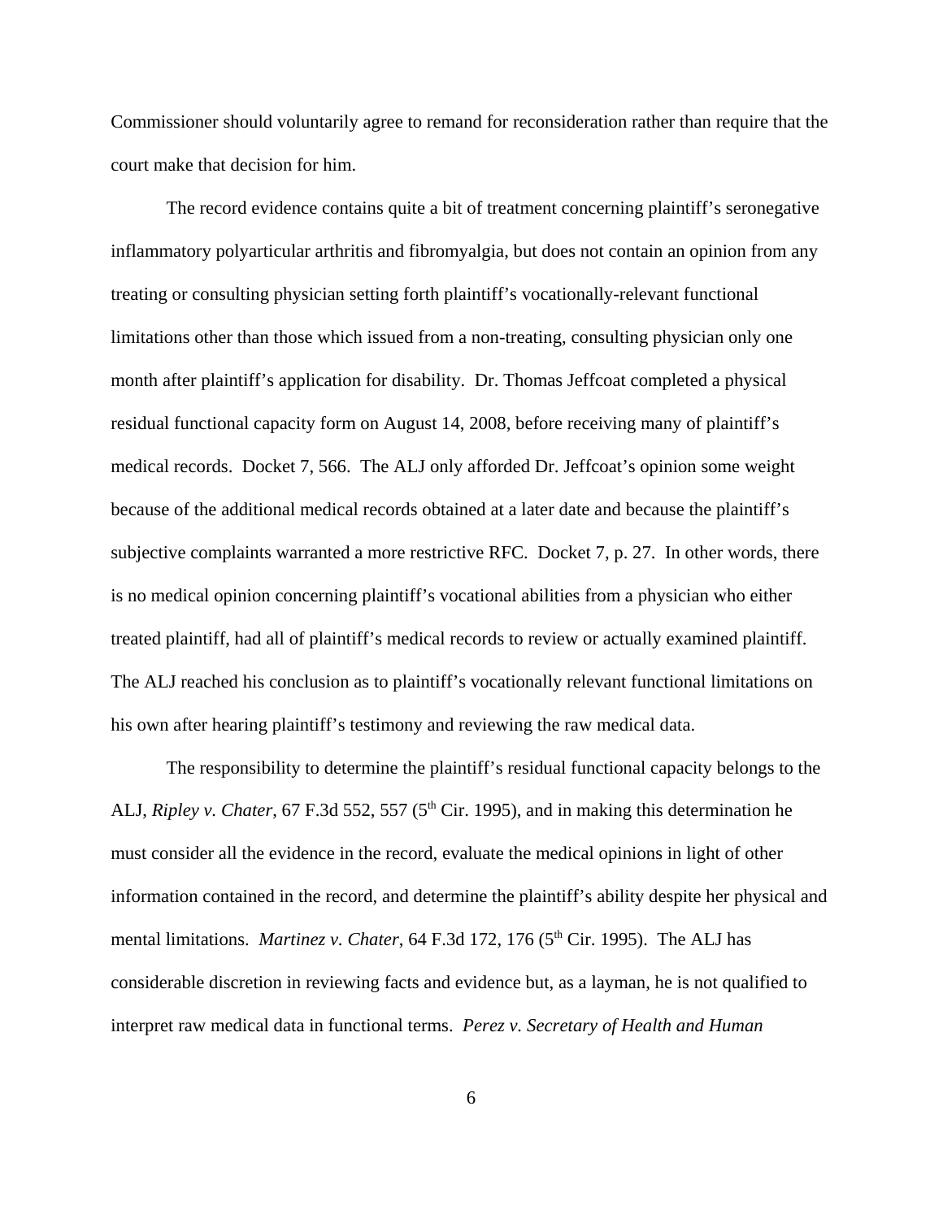Commissioner should voluntarily agree to remand for reconsideration rather than require that the court make that decision for him.

The record evidence contains quite a bit of treatment concerning plaintiff's seronegative inflammatory polyarticular arthritis and fibromyalgia, but does not contain an opinion from any treating or consulting physician setting forth plaintiff's vocationally-relevant functional limitations other than those which issued from a non-treating, consulting physician only one month after plaintiff's application for disability. Dr. Thomas Jeffcoat completed a physical residual functional capacity form on August 14, 2008, before receiving many of plaintiff's medical records. Docket 7, 566. The ALJ only afforded Dr. Jeffcoat's opinion some weight because of the additional medical records obtained at a later date and because the plaintiff's subjective complaints warranted a more restrictive RFC. Docket 7, p. 27. In other words, there is no medical opinion concerning plaintiff's vocational abilities from a physician who either treated plaintiff, had all of plaintiff's medical records to review or actually examined plaintiff. The ALJ reached his conclusion as to plaintiff's vocationally relevant functional limitations on his own after hearing plaintiff's testimony and reviewing the raw medical data.

The responsibility to determine the plaintiff's residual functional capacity belongs to the ALJ, *Ripley v. Chater*, 67 F.3d 552, 557 (5th Cir. 1995), and in making this determination he must consider all the evidence in the record, evaluate the medical opinions in light of other information contained in the record, and determine the plaintiff's ability despite her physical and mental limitations. *Martinez v. Chater*, 64 F.3d 172, 176 (5th Cir. 1995). The ALJ has considerable discretion in reviewing facts and evidence but, as a layman, he is not qualified to interpret raw medical data in functional terms. *Perez v. Secretary of Health and Human*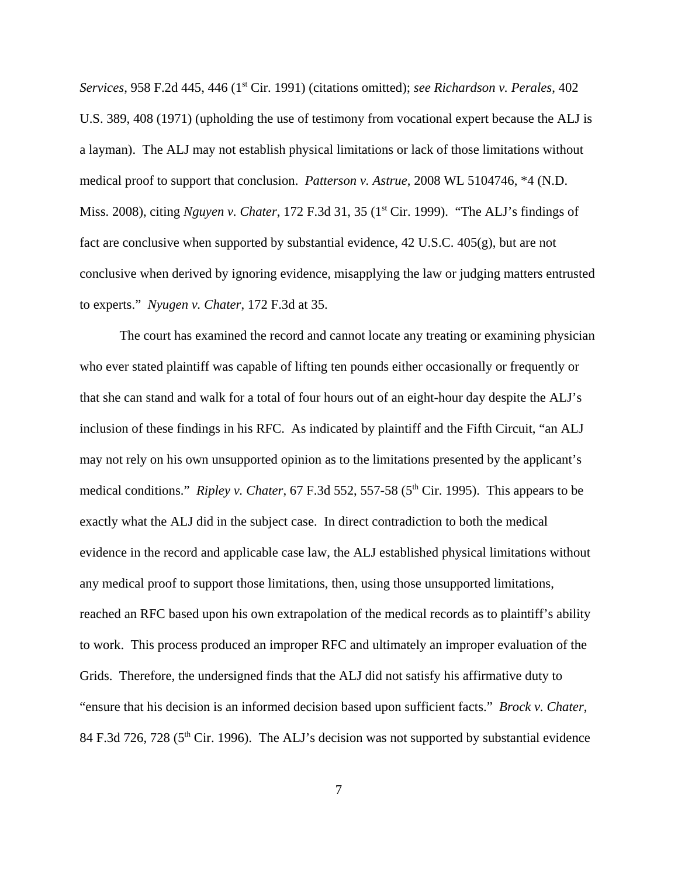*Services*, 958 F.2d 445, 446 (1st Cir. 1991) (citations omitted); *see Richardson v. Perales*, 402 U.S. 389, 408 (1971) (upholding the use of testimony from vocational expert because the ALJ is a layman). The ALJ may not establish physical limitations or lack of those limitations without medical proof to support that conclusion. *Patterson v. Astrue*, 2008 WL 5104746, *4 (N.D. Miss. 2008), citing *Nguyen v. Chater*, 172 F.3d 31, 35 (1st Cir. 1999). "The ALJ's findings of fact are conclusive when supported by substantial evidence, 42 U.S.C. 405(g), but are not conclusive when derived by ignoring evidence, misapplying the law or judging matters entrusted to experts." *Nyugen v. Chater*, 172 F.3d at 35.

The court has examined the record and cannot locate any treating or examining physician who ever stated plaintiff was capable of lifting ten pounds either occasionally or frequently or that she can stand and walk for a total of four hours out of an eight-hour day despite the ALJ's inclusion of these findings in his RFC. As indicated by plaintiff and the Fifth Circuit, "an ALJ may not rely on his own unsupported opinion as to the limitations presented by the applicant's medical conditions." *Ripley v. Chater*, 67 F.3d 552, 557-58 (5th Cir. 1995). This appears to be exactly what the ALJ did in the subject case. In direct contradiction to both the medical evidence in the record and applicable case law, the ALJ established physical limitations without any medical proof to support those limitations, then, using those unsupported limitations, reached an RFC based upon his own extrapolation of the medical records as to plaintiff's ability to work. This process produced an improper RFC and ultimately an improper evaluation of the Grids. Therefore, the undersigned finds that the ALJ did not satisfy his affirmative duty to "ensure that his decision is an informed decision based upon sufficient facts." *Brock v. Chater*, 84 F.3d 726, 728 (5th Cir. 1996). The ALJ's decision was not supported by substantial evidence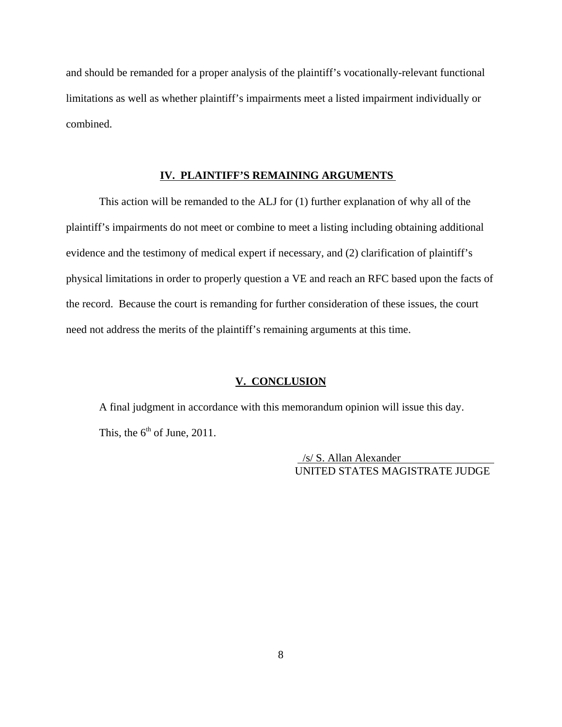and should be remanded for a proper analysis of the plaintiff's vocationally-relevant functional limitations as well as whether plaintiff's impairments meet a listed impairment individually or combined.

## IV. PLAINTIFF'S REMAINING ARGUMENTS

This action will be remanded to the ALJ for (1) further explanation of why all of the plaintiff's impairments do not meet or combine to meet a listing including obtaining additional evidence and the testimony of medical expert if necessary, and (2) clarification of plaintiff's physical limitations in order to properly question a VE and reach an RFC based upon the facts of the record. Because the court is remanding for further consideration of these issues, the court need not address the merits of the plaintiff's remaining arguments at this time.

## V. CONCLUSION

A final judgment in accordance with this memorandum opinion will issue this day.

This, the 6th of June, 2011.

/s/ S. Allan Alexander
UNITED STATES MAGISTRATE JUDGE